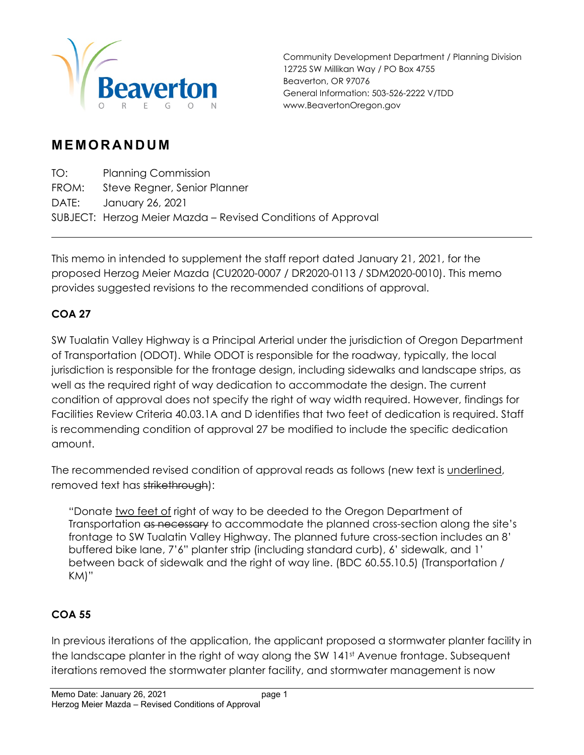Community Development Department / Planning Division
12725 SW Millikan Way / PO Box 4755
Beaverton, OR 97076
General Information: 503-526-2222 V/TDD
www.BeavertonOregon.gov

# MEMORANDUM

TO: Planning Commission
FROM: Steve Regner, Senior Planner
DATE: January 26, 2021
SUBJECT: Herzog Meier Mazda – Revised Conditions of Approval

---

This memo in intended to supplement the staff report dated January 21, 2021, for the proposed Herzog Meier Mazda (CU2020-0007 / DR2020-0113 / SDM2020-0010). This memo provides suggested revisions to the recommended conditions of approval.

## COA 27

SW Tualatin Valley Highway is a Principal Arterial under the jurisdiction of Oregon Department of Transportation (ODOT). While ODOT is responsible for the roadway, typically, the local jurisdiction is responsible for the frontage design, including sidewalks and landscape strips, as well as the required right of way dedication to accommodate the design. The current condition of approval does not specify the right of way width required. However, findings for Facilities Review Criteria 40.03.1A and D identifies that two feet of dedication is required. Staff is recommending condition of approval 27 be modified to include the specific dedication amount.

The recommended revised condition of approval reads as follows (new text is <u>underlined</u>, removed text has ~~strikethrough~~):

> "Donate <u>two feet of</u> right of way to be deeded to the Oregon Department of Transportation ~~as necessary~~ to accommodate the planned cross-section along the site's frontage to SW Tualatin Valley Highway. The planned future cross-section includes an 8' buffered bike lane, 7'6" planter strip (including standard curb), 6' sidewalk, and 1' between back of sidewalk and the right of way line. (BDC 60.55.10.5) (Transportation / KM)"

## COA 55

In previous iterations of the application, the applicant proposed a stormwater planter facility in the landscape planter in the right of way along the SW 141st Avenue frontage. Subsequent iterations removed the stormwater planter facility, and stormwater management is now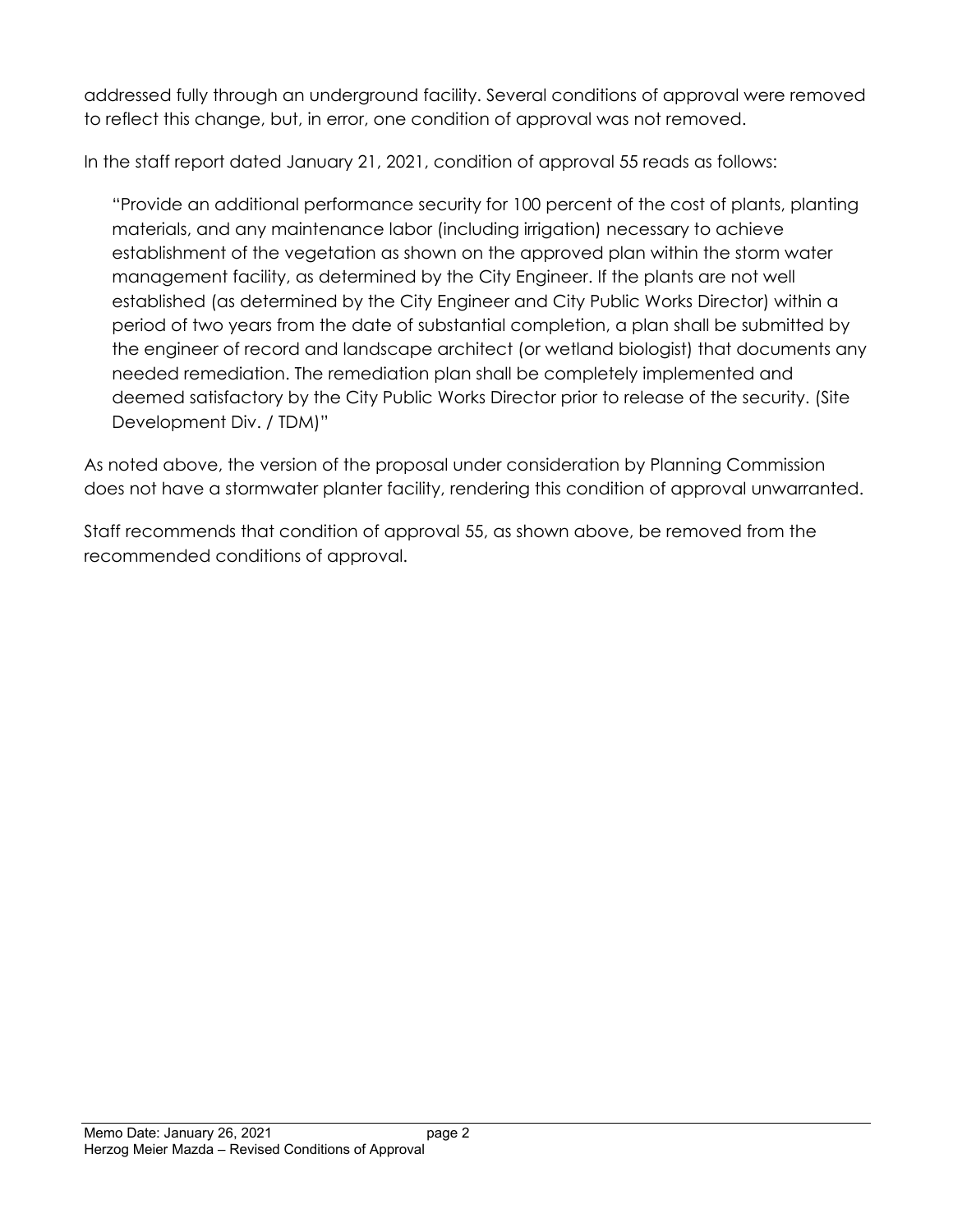addressed fully through an underground facility. Several conditions of approval were removed to reflect this change, but, in error, one condition of approval was not removed.

In the staff report dated January 21, 2021, condition of approval 55 reads as follows:

> "Provide an additional performance security for 100 percent of the cost of plants, planting materials, and any maintenance labor (including irrigation) necessary to achieve establishment of the vegetation as shown on the approved plan within the storm water management facility, as determined by the City Engineer. If the plants are not well established (as determined by the City Engineer and City Public Works Director) within a period of two years from the date of substantial completion, a plan shall be submitted by the engineer of record and landscape architect (or wetland biologist) that documents any needed remediation. The remediation plan shall be completely implemented and deemed satisfactory by the City Public Works Director prior to release of the security. (Site Development Div. / TDM)"

As noted above, the version of the proposal under consideration by Planning Commission does not have a stormwater planter facility, rendering this condition of approval unwarranted.

Staff recommends that condition of approval 55, as shown above, be removed from the recommended conditions of approval.